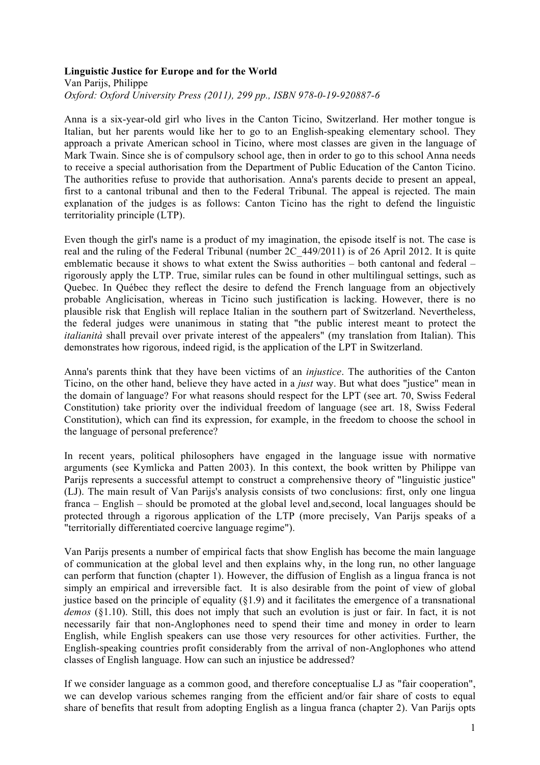**Linguistic Justice for Europe and for the World**
Van Parijs, Philippe
*Oxford: Oxford University Press (2011), 299 pp., ISBN 978-0-19-920887-6*

Anna is a six-year-old girl who lives in the Canton Ticino, Switzerland. Her mother tongue is Italian, but her parents would like her to go to an English-speaking elementary school. They approach a private American school in Ticino, where most classes are given in the language of Mark Twain. Since she is of compulsory school age, then in order to go to this school Anna needs to receive a special authorisation from the Department of Public Education of the Canton Ticino. The authorities refuse to provide that authorisation. Anna's parents decide to present an appeal, first to a cantonal tribunal and then to the Federal Tribunal. The appeal is rejected. The main explanation of the judges is as follows: Canton Ticino has the right to defend the linguistic territoriality principle (LTP).

Even though the girl's name is a product of my imagination, the episode itself is not. The case is real and the ruling of the Federal Tribunal (number 2C_449/2011) is of 26 April 2012. It is quite emblematic because it shows to what extent the Swiss authorities – both cantonal and federal – rigorously apply the LTP. True, similar rules can be found in other multilingual settings, such as Quebec. In Québec they reflect the desire to defend the French language from an objectively probable Anglicisation, whereas in Ticino such justification is lacking. However, there is no plausible risk that English will replace Italian in the southern part of Switzerland. Nevertheless, the federal judges were unanimous in stating that "the public interest meant to protect the *italianità* shall prevail over private interest of the appealers" (my translation from Italian). This demonstrates how rigorous, indeed rigid, is the application of the LPT in Switzerland.

Anna's parents think that they have been victims of an *injustice*. The authorities of the Canton Ticino, on the other hand, believe they have acted in a *just* way. But what does "justice" mean in the domain of language? For what reasons should respect for the LPT (see art. 70, Swiss Federal Constitution) take priority over the individual freedom of language (see art. 18, Swiss Federal Constitution), which can find its expression, for example, in the freedom to choose the school in the language of personal preference?

In recent years, political philosophers have engaged in the language issue with normative arguments (see Kymlicka and Patten 2003). In this context, the book written by Philippe van Parijs represents a successful attempt to construct a comprehensive theory of "linguistic justice" (LJ). The main result of Van Parijs's analysis consists of two conclusions: first, only one lingua franca – English – should be promoted at the global level and,second, local languages should be protected through a rigorous application of the LTP (more precisely, Van Parijs speaks of a "territorially differentiated coercive language regime").

Van Parijs presents a number of empirical facts that show English has become the main language of communication at the global level and then explains why, in the long run, no other language can perform that function (chapter 1). However, the diffusion of English as a lingua franca is not simply an empirical and irreversible fact. It is also desirable from the point of view of global justice based on the principle of equality (§1.9) and it facilitates the emergence of a transnational *demos* (§1.10). Still, this does not imply that such an evolution is just or fair. In fact, it is not necessarily fair that non-Anglophones need to spend their time and money in order to learn English, while English speakers can use those very resources for other activities. Further, the English-speaking countries profit considerably from the arrival of non-Anglophones who attend classes of English language. How can such an injustice be addressed?

If we consider language as a common good, and therefore conceptualise LJ as "fair cooperation", we can develop various schemes ranging from the efficient and/or fair share of costs to equal share of benefits that result from adopting English as a lingua franca (chapter 2). Van Parijs opts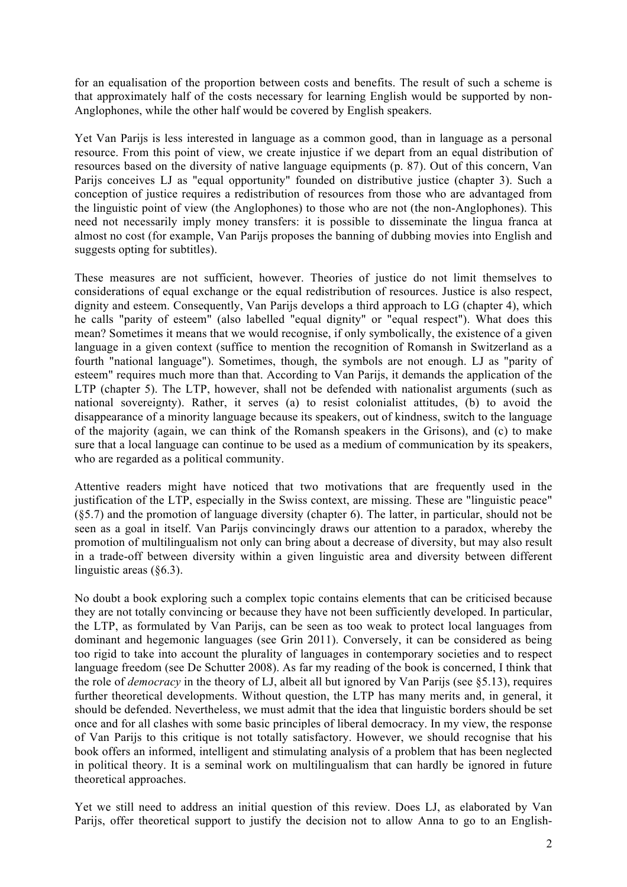for an equalisation of the proportion between costs and benefits. The result of such a scheme is that approximately half of the costs necessary for learning English would be supported by non-Anglophones, while the other half would be covered by English speakers.

Yet Van Parijs is less interested in language as a common good, than in language as a personal resource. From this point of view, we create injustice if we depart from an equal distribution of resources based on the diversity of native language equipments (p. 87). Out of this concern, Van Parijs conceives LJ as "equal opportunity" founded on distributive justice (chapter 3). Such a conception of justice requires a redistribution of resources from those who are advantaged from the linguistic point of view (the Anglophones) to those who are not (the non-Anglophones). This need not necessarily imply money transfers: it is possible to disseminate the lingua franca at almost no cost (for example, Van Parijs proposes the banning of dubbing movies into English and suggests opting for subtitles).

These measures are not sufficient, however. Theories of justice do not limit themselves to considerations of equal exchange or the equal redistribution of resources. Justice is also respect, dignity and esteem. Consequently, Van Parijs develops a third approach to LG (chapter 4), which he calls "parity of esteem" (also labelled "equal dignity" or "equal respect"). What does this mean? Sometimes it means that we would recognise, if only symbolically, the existence of a given language in a given context (suffice to mention the recognition of Romansh in Switzerland as a fourth "national language"). Sometimes, though, the symbols are not enough. LJ as "parity of esteem" requires much more than that. According to Van Parijs, it demands the application of the LTP (chapter 5). The LTP, however, shall not be defended with nationalist arguments (such as national sovereignty). Rather, it serves (a) to resist colonialist attitudes, (b) to avoid the disappearance of a minority language because its speakers, out of kindness, switch to the language of the majority (again, we can think of the Romansh speakers in the Grisons), and (c) to make sure that a local language can continue to be used as a medium of communication by its speakers, who are regarded as a political community.

Attentive readers might have noticed that two motivations that are frequently used in the justification of the LTP, especially in the Swiss context, are missing. These are "linguistic peace" (§5.7) and the promotion of language diversity (chapter 6). The latter, in particular, should not be seen as a goal in itself. Van Parijs convincingly draws our attention to a paradox, whereby the promotion of multilingualism not only can bring about a decrease of diversity, but may also result in a trade-off between diversity within a given linguistic area and diversity between different linguistic areas (§6.3).

No doubt a book exploring such a complex topic contains elements that can be criticised because they are not totally convincing or because they have not been sufficiently developed. In particular, the LTP, as formulated by Van Parijs, can be seen as too weak to protect local languages from dominant and hegemonic languages (see Grin 2011). Conversely, it can be considered as being too rigid to take into account the plurality of languages in contemporary societies and to respect language freedom (see De Schutter 2008). As far my reading of the book is concerned, I think that the role of *democracy* in the theory of LJ, albeit all but ignored by Van Parijs (see §5.13), requires further theoretical developments. Without question, the LTP has many merits and, in general, it should be defended. Nevertheless, we must admit that the idea that linguistic borders should be set once and for all clashes with some basic principles of liberal democracy. In my view, the response of Van Parijs to this critique is not totally satisfactory. However, we should recognise that his book offers an informed, intelligent and stimulating analysis of a problem that has been neglected in political theory. It is a seminal work on multilingualism that can hardly be ignored in future theoretical approaches.

Yet we still need to address an initial question of this review. Does LJ, as elaborated by Van Parijs, offer theoretical support to justify the decision not to allow Anna to go to an English-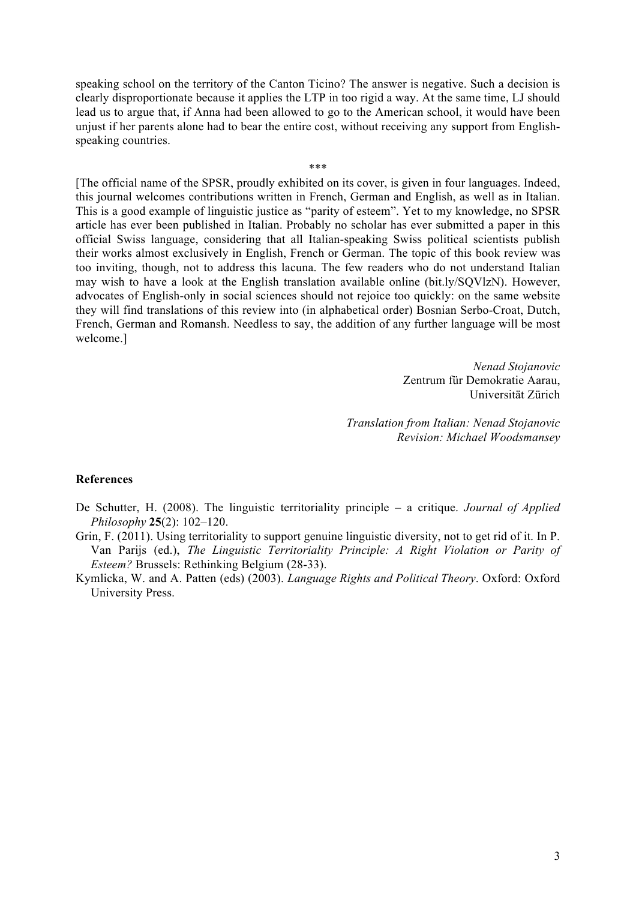speaking school on the territory of the Canton Ticino? The answer is negative. Such a decision is clearly disproportionate because it applies the LTP in too rigid a way. At the same time, LJ should lead us to argue that, if Anna had been allowed to go to the American school, it would have been unjust if her parents alone had to bear the entire cost, without receiving any support from English-speaking countries.

\*\*\*

[The official name of the SPSR, proudly exhibited on its cover, is given in four languages. Indeed, this journal welcomes contributions written in French, German and English, as well as in Italian. This is a good example of linguistic justice as "parity of esteem". Yet to my knowledge, no SPSR article has ever been published in Italian. Probably no scholar has ever submitted a paper in this official Swiss language, considering that all Italian-speaking Swiss political scientists publish their works almost exclusively in English, French or German. The topic of this book review was too inviting, though, not to address this lacuna. The few readers who do not understand Italian may wish to have a look at the English translation available online (bit.ly/SQVlzN). However, advocates of English-only in social sciences should not rejoice too quickly: on the same website they will find translations of this review into (in alphabetical order) Bosnian Serbo-Croat, Dutch, French, German and Romansh. Needless to say, the addition of any further language will be most welcome.]

*Nenad Stojanovic*
Zentrum für Demokratie Aarau,
Universität Zürich

*Translation from Italian: Nenad Stojanovic*
*Revision: Michael Woodsmansey*

**References**

De Schutter, H. (2008). The linguistic territoriality principle – a critique. *Journal of Applied Philosophy* **25**(2): 102–120.

Grin, F. (2011). Using territoriality to support genuine linguistic diversity, not to get rid of it. In P. Van Parijs (ed.), *The Linguistic Territoriality Principle: A Right Violation or Parity of Esteem?* Brussels: Rethinking Belgium (28-33).

Kymlicka, W. and A. Patten (eds) (2003). *Language Rights and Political Theory*. Oxford: Oxford University Press.